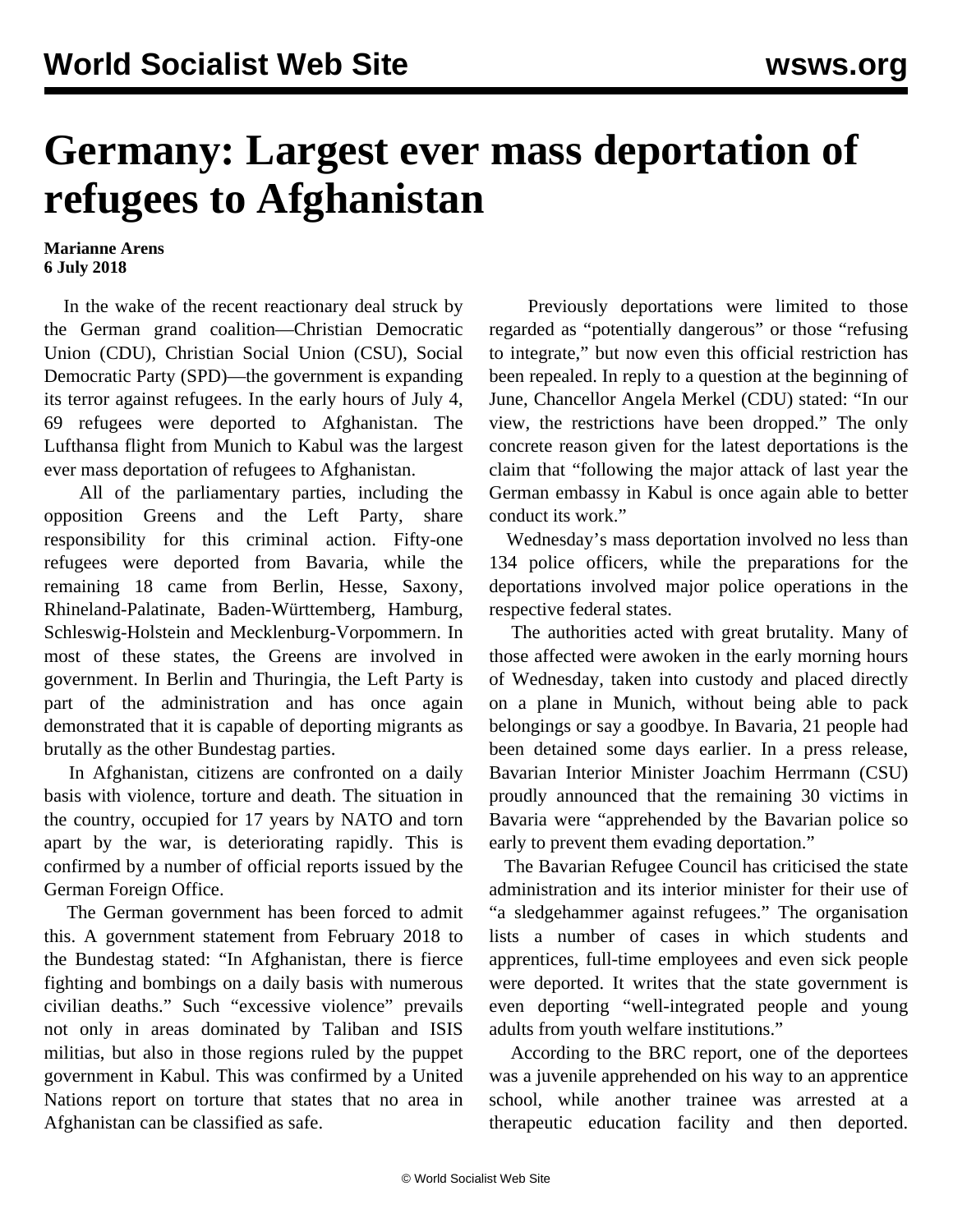# Germany: Largest ever mass deportation of refugees to Afghanistan

**Marianne Arens**
**6 July 2018**

In the wake of the recent reactionary deal struck by the German grand coalition—Christian Democratic Union (CDU), Christian Social Union (CSU), Social Democratic Party (SPD)—the government is expanding its terror against refugees. In the early hours of July 4, 69 refugees were deported to Afghanistan. The Lufthansa flight from Munich to Kabul was the largest ever mass deportation of refugees to Afghanistan.

All of the parliamentary parties, including the opposition Greens and the Left Party, share responsibility for this criminal action. Fifty-one refugees were deported from Bavaria, while the remaining 18 came from Berlin, Hesse, Saxony, Rhineland-Palatinate, Baden-Württemberg, Hamburg, Schleswig-Holstein and Mecklenburg-Vorpommern. In most of these states, the Greens are involved in government. In Berlin and Thuringia, the Left Party is part of the administration and has once again demonstrated that it is capable of deporting migrants as brutally as the other Bundestag parties.

In Afghanistan, citizens are confronted on a daily basis with violence, torture and death. The situation in the country, occupied for 17 years by NATO and torn apart by the war, is deteriorating rapidly. This is confirmed by a number of official reports issued by the German Foreign Office.

The German government has been forced to admit this. A government statement from February 2018 to the Bundestag stated: "In Afghanistan, there is fierce fighting and bombings on a daily basis with numerous civilian deaths." Such "excessive violence" prevails not only in areas dominated by Taliban and ISIS militias, but also in those regions ruled by the puppet government in Kabul. This was confirmed by a United Nations report on torture that states that no area in Afghanistan can be classified as safe.

Previously deportations were limited to those regarded as "potentially dangerous" or those "refusing to integrate," but now even this official restriction has been repealed. In reply to a question at the beginning of June, Chancellor Angela Merkel (CDU) stated: "In our view, the restrictions have been dropped." The only concrete reason given for the latest deportations is the claim that "following the major attack of last year the German embassy in Kabul is once again able to better conduct its work."

Wednesday's mass deportation involved no less than 134 police officers, while the preparations for the deportations involved major police operations in the respective federal states.

The authorities acted with great brutality. Many of those affected were awoken in the early morning hours of Wednesday, taken into custody and placed directly on a plane in Munich, without being able to pack belongings or say a goodbye. In Bavaria, 21 people had been detained some days earlier. In a press release, Bavarian Interior Minister Joachim Herrmann (CSU) proudly announced that the remaining 30 victims in Bavaria were "apprehended by the Bavarian police so early to prevent them evading deportation."

The Bavarian Refugee Council has criticised the state administration and its interior minister for their use of "a sledgehammer against refugees." The organisation lists a number of cases in which students and apprentices, full-time employees and even sick people were deported. It writes that the state government is even deporting "well-integrated people and young adults from youth welfare institutions."

According to the BRC report, one of the deportees was a juvenile apprehended on his way to an apprentice school, while another trainee was arrested at a therapeutic education facility and then deported.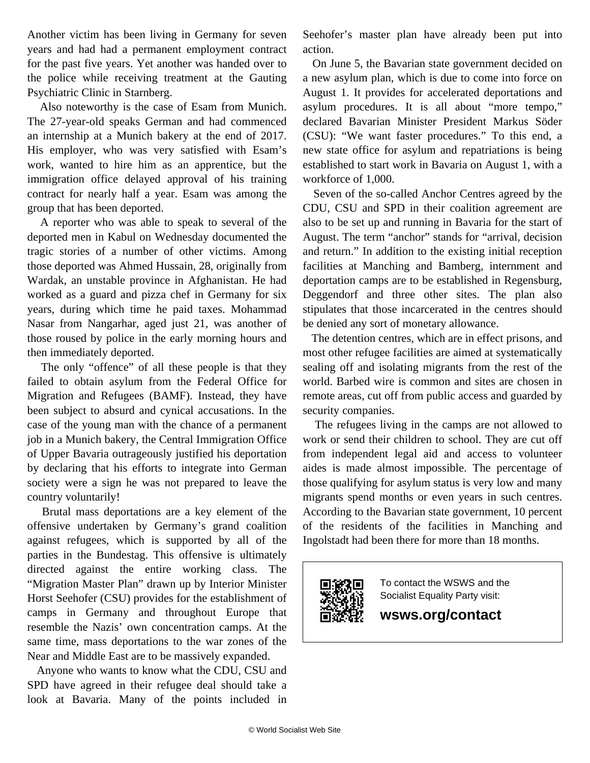Another victim has been living in Germany for seven years and had had a permanent employment contract for the past five years. Yet another was handed over to the police while receiving treatment at the Gauting Psychiatric Clinic in Starnberg.

Also noteworthy is the case of Esam from Munich. The 27-year-old speaks German and had commenced an internship at a Munich bakery at the end of 2017. His employer, who was very satisfied with Esam's work, wanted to hire him as an apprentice, but the immigration office delayed approval of his training contract for nearly half a year. Esam was among the group that has been deported.

A reporter who was able to speak to several of the deported men in Kabul on Wednesday documented the tragic stories of a number of other victims. Among those deported was Ahmed Hussain, 28, originally from Wardak, an unstable province in Afghanistan. He had worked as a guard and pizza chef in Germany for six years, during which time he paid taxes. Mohammad Nasar from Nangarhar, aged just 21, was another of those roused by police in the early morning hours and then immediately deported.

The only "offence" of all these people is that they failed to obtain asylum from the Federal Office for Migration and Refugees (BAMF). Instead, they have been subject to absurd and cynical accusations. In the case of the young man with the chance of a permanent job in a Munich bakery, the Central Immigration Office of Upper Bavaria outrageously justified his deportation by declaring that his efforts to integrate into German society were a sign he was not prepared to leave the country voluntarily!

Brutal mass deportations are a key element of the offensive undertaken by Germany's grand coalition against refugees, which is supported by all of the parties in the Bundestag. This offensive is ultimately directed against the entire working class. The "Migration Master Plan" drawn up by Interior Minister Horst Seehofer (CSU) provides for the establishment of camps in Germany and throughout Europe that resemble the Nazis' own concentration camps. At the same time, mass deportations to the war zones of the Near and Middle East are to be massively expanded.

Anyone who wants to know what the CDU, CSU and SPD have agreed in their refugee deal should take a look at Bavaria. Many of the points included in Seehofer's master plan have already been put into action.

On June 5, the Bavarian state government decided on a new asylum plan, which is due to come into force on August 1. It provides for accelerated deportations and asylum procedures. It is all about "more tempo," declared Bavarian Minister President Markus Söder (CSU): "We want faster procedures." To this end, a new state office for asylum and repatriations is being established to start work in Bavaria on August 1, with a workforce of 1,000.

Seven of the so-called Anchor Centres agreed by the CDU, CSU and SPD in their coalition agreement are also to be set up and running in Bavaria for the start of August. The term "anchor" stands for "arrival, decision and return." In addition to the existing initial reception facilities at Manching and Bamberg, internment and deportation camps are to be established in Regensburg, Deggendorf and three other sites. The plan also stipulates that those incarcerated in the centres should be denied any sort of monetary allowance.

The detention centres, which are in effect prisons, and most other refugee facilities are aimed at systematically sealing off and isolating migrants from the rest of the world. Barbed wire is common and sites are chosen in remote areas, cut off from public access and guarded by security companies.

The refugees living in the camps are not allowed to work or send their children to school. They are cut off from independent legal aid and access to volunteer aides is made almost impossible. The percentage of those qualifying for asylum status is very low and many migrants spend months or even years in such centres. According to the Bavarian state government, 10 percent of the residents of the facilities in Manching and Ingolstadt had been there for more than 18 months.

To contact the WSWS and the Socialist Equality Party visit:

**wsws.org/contact**